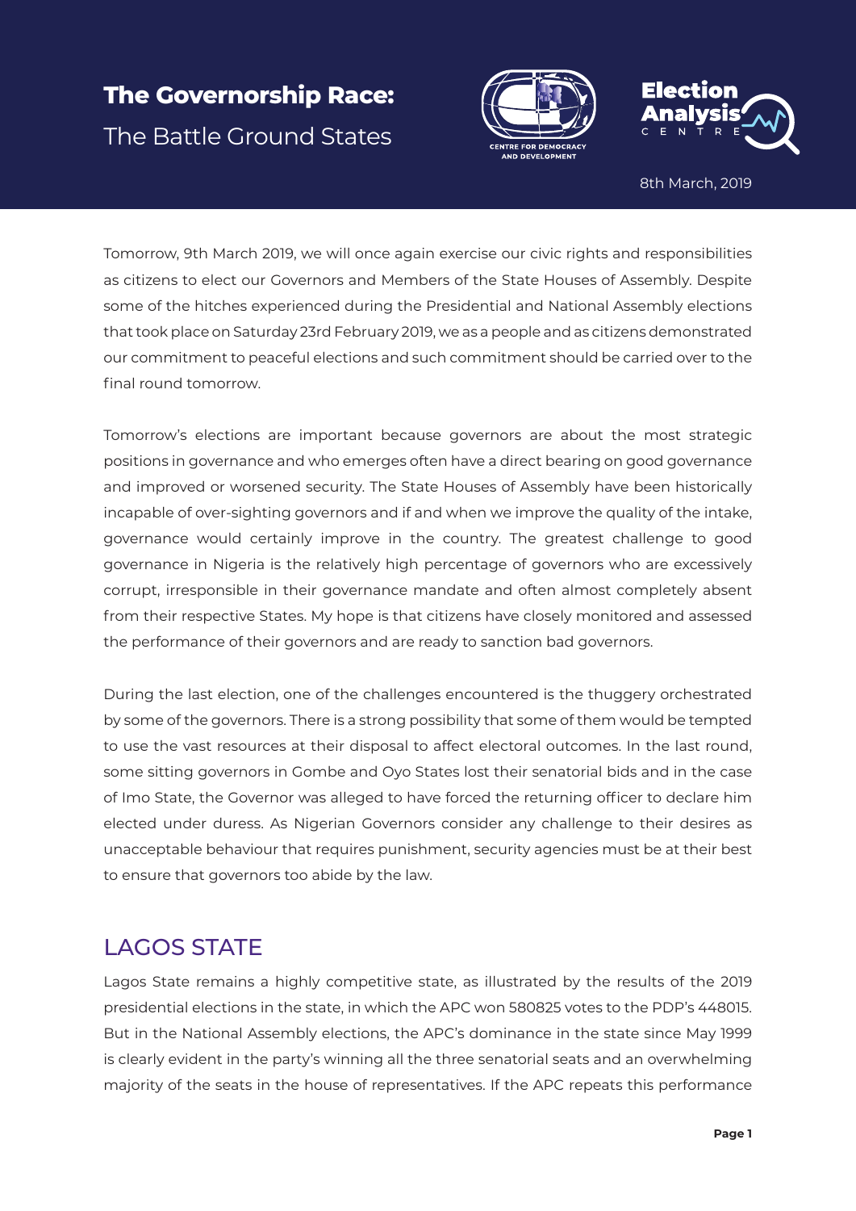# The Governorship Race:

The Battle Ground States

CENTRE FOR DEMOCRACY AND DEVELOPMENT

Election Analysis CENTRE

8th March, 2019

Tomorrow, 9th March 2019, we will once again exercise our civic rights and responsibilities as citizens to elect our Governors and Members of the State Houses of Assembly. Despite some of the hitches experienced during the Presidential and National Assembly elections that took place on Saturday 23rd February 2019, we as a people and as citizens demonstrated our commitment to peaceful elections and such commitment should be carried over to the final round tomorrow.

Tomorrow's elections are important because governors are about the most strategic positions in governance and who emerges often have a direct bearing on good governance and improved or worsened security. The State Houses of Assembly have been historically incapable of over-sighting governors and if and when we improve the quality of the intake, governance would certainly improve in the country. The greatest challenge to good governance in Nigeria is the relatively high percentage of governors who are excessively corrupt, irresponsible in their governance mandate and often almost completely absent from their respective States. My hope is that citizens have closely monitored and assessed the performance of their governors and are ready to sanction bad governors.

During the last election, one of the challenges encountered is the thuggery orchestrated by some of the governors. There is a strong possibility that some of them would be tempted to use the vast resources at their disposal to affect electoral outcomes. In the last round, some sitting governors in Gombe and Oyo States lost their senatorial bids and in the case of Imo State, the Governor was alleged to have forced the returning officer to declare him elected under duress. As Nigerian Governors consider any challenge to their desires as unacceptable behaviour that requires punishment, security agencies must be at their best to ensure that governors too abide by the law.

## LAGOS STATE

Lagos State remains a highly competitive state, as illustrated by the results of the 2019 presidential elections in the state, in which the APC won 580825 votes to the PDP's 448015. But in the National Assembly elections, the APC's dominance in the state since May 1999 is clearly evident in the party's winning all the three senatorial seats and an overwhelming majority of the seats in the house of representatives. If the APC repeats this performance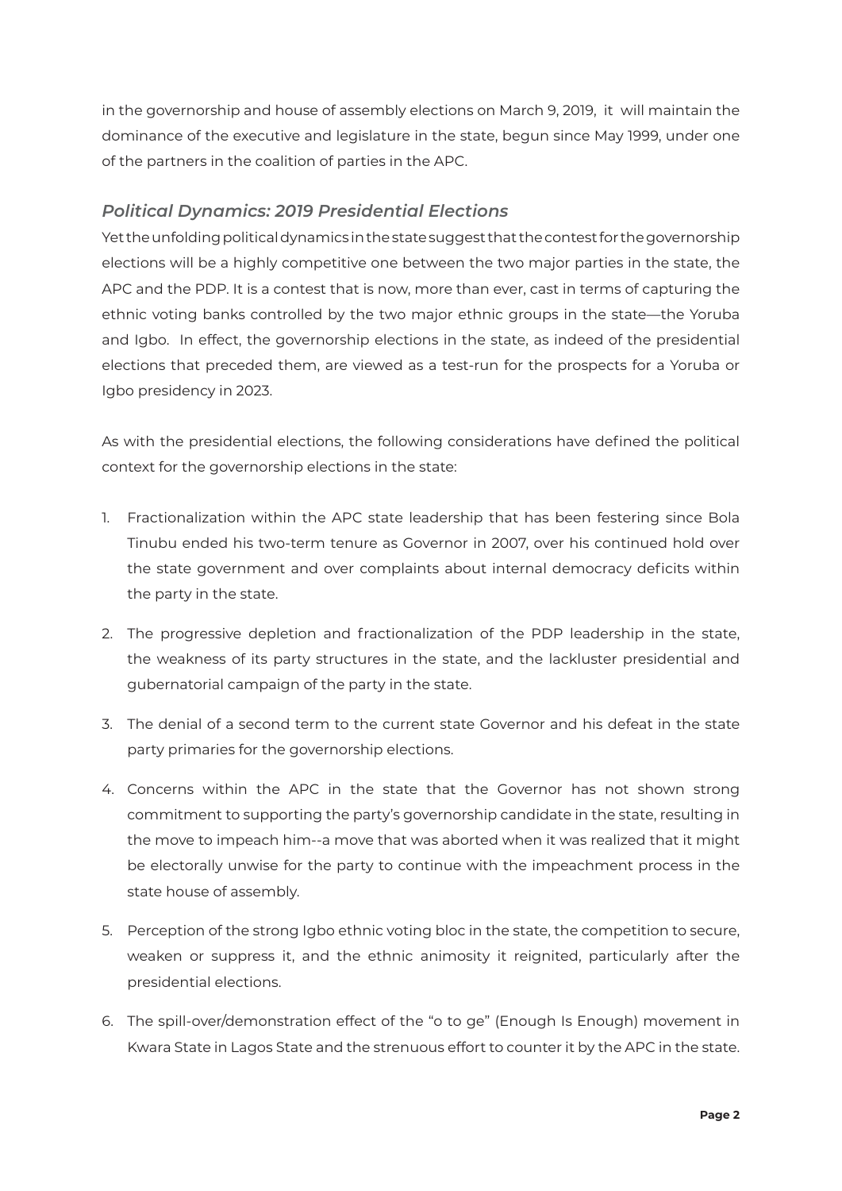in the governorship and house of assembly elections on March 9, 2019, it will maintain the dominance of the executive and legislature in the state, begun since May 1999, under one of the partners in the coalition of parties in the APC.

### *Political Dynamics: 2019 Presidential Elections*

Yet the unfolding political dynamics in the state suggest that the contest for the governorship elections will be a highly competitive one between the two major parties in the state, the APC and the PDP. It is a contest that is now, more than ever, cast in terms of capturing the ethnic voting banks controlled by the two major ethnic groups in the state—the Yoruba and Igbo. In effect, the governorship elections in the state, as indeed of the presidential elections that preceded them, are viewed as a test-run for the prospects for a Yoruba or Igbo presidency in 2023.

As with the presidential elections, the following considerations have defined the political context for the governorship elections in the state:

1. Fractionalization within the APC state leadership that has been festering since Bola Tinubu ended his two-term tenure as Governor in 2007, over his continued hold over the state government and over complaints about internal democracy deficits within the party in the state.
2. The progressive depletion and fractionalization of the PDP leadership in the state, the weakness of its party structures in the state, and the lackluster presidential and gubernatorial campaign of the party in the state.
3. The denial of a second term to the current state Governor and his defeat in the state party primaries for the governorship elections.
4. Concerns within the APC in the state that the Governor has not shown strong commitment to supporting the party's governorship candidate in the state, resulting in the move to impeach him--a move that was aborted when it was realized that it might be electorally unwise for the party to continue with the impeachment process in the state house of assembly.
5. Perception of the strong Igbo ethnic voting bloc in the state, the competition to secure, weaken or suppress it, and the ethnic animosity it reignited, particularly after the presidential elections.
6. The spill-over/demonstration effect of the "o to ge" (Enough Is Enough) movement in Kwara State in Lagos State and the strenuous effort to counter it by the APC in the state.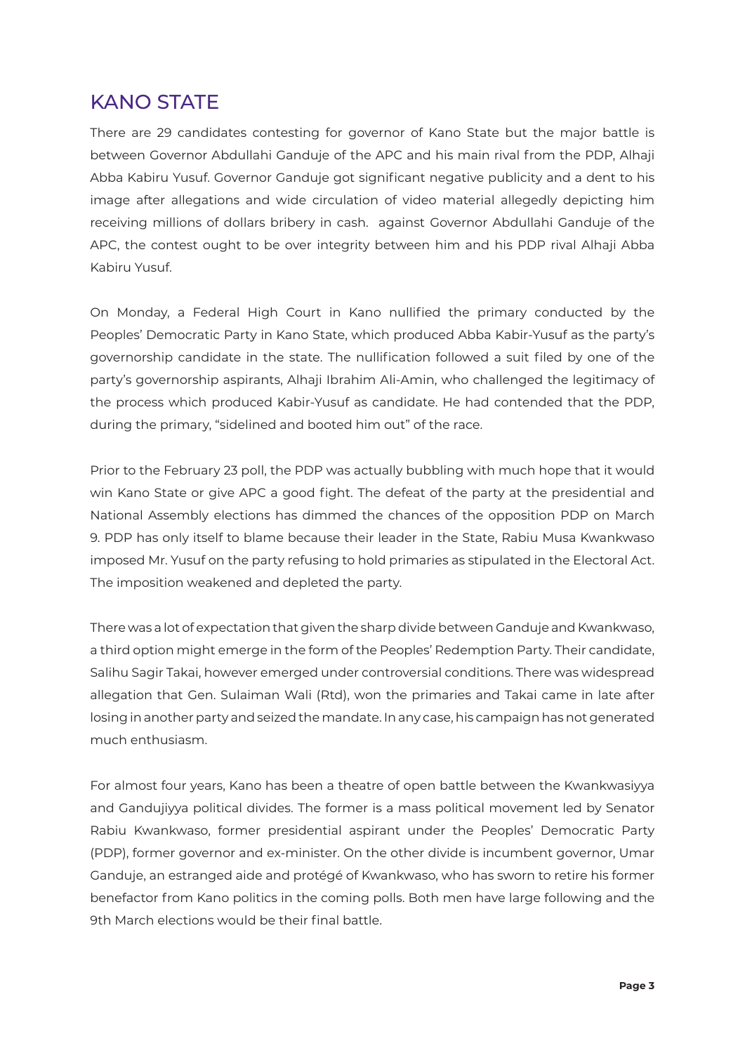# KANO STATE

There are 29 candidates contesting for governor of Kano State but the major battle is between Governor Abdullahi Ganduje of the APC and his main rival from the PDP, Alhaji Abba Kabiru Yusuf. Governor Ganduje got significant negative publicity and a dent to his image after allegations and wide circulation of video material allegedly depicting him receiving millions of dollars bribery in cash.  against Governor Abdullahi Ganduje of the APC, the contest ought to be over integrity between him and his PDP rival Alhaji Abba Kabiru Yusuf.

On Monday, a Federal High Court in Kano nullified the primary conducted by the Peoples' Democratic Party in Kano State, which produced Abba Kabir-Yusuf as the party's governorship candidate in the state. The nullification followed a suit filed by one of the party's governorship aspirants, Alhaji Ibrahim Ali-Amin, who challenged the legitimacy of the process which produced Kabir-Yusuf as candidate. He had contended that the PDP, during the primary, "sidelined and booted him out" of the race.

Prior to the February 23 poll, the PDP was actually bubbling with much hope that it would win Kano State or give APC a good fight. The defeat of the party at the presidential and National Assembly elections has dimmed the chances of the opposition PDP on March 9. PDP has only itself to blame because their leader in the State, Rabiu Musa Kwankwaso imposed Mr. Yusuf on the party refusing to hold primaries as stipulated in the Electoral Act. The imposition weakened and depleted the party.

There was a lot of expectation that given the sharp divide between Ganduje and Kwankwaso, a third option might emerge in the form of the Peoples' Redemption Party. Their candidate, Salihu Sagir Takai, however emerged under controversial conditions. There was widespread allegation that Gen. Sulaiman Wali (Rtd), won the primaries and Takai came in late after losing in another party and seized the mandate. In any case, his campaign has not generated much enthusiasm.

For almost four years, Kano has been a theatre of open battle between the Kwankwasiyya and Gandujiyya political divides. The former is a mass political movement led by Senator Rabiu Kwankwaso, former presidential aspirant under the Peoples' Democratic Party (PDP), former governor and ex-minister. On the other divide is incumbent governor, Umar Ganduje, an estranged aide and protégé of Kwankwaso, who has sworn to retire his former benefactor from Kano politics in the coming polls. Both men have large following and the 9th March elections would be their final battle.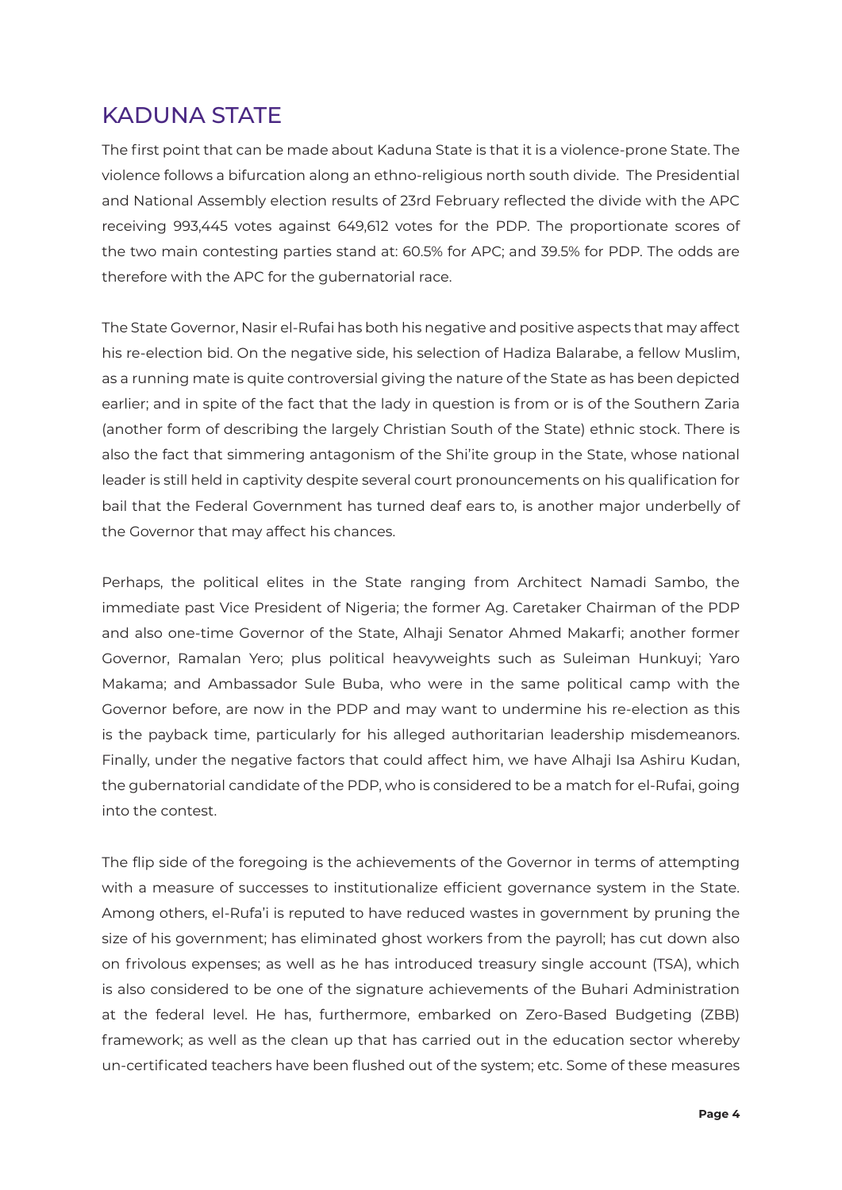## KADUNA STATE

The first point that can be made about Kaduna State is that it is a violence-prone State. The violence follows a bifurcation along an ethno-religious north south divide. The Presidential and National Assembly election results of 23rd February reflected the divide with the APC receiving 993,445 votes against 649,612 votes for the PDP. The proportionate scores of the two main contesting parties stand at: 60.5% for APC; and 39.5% for PDP. The odds are therefore with the APC for the gubernatorial race.

The State Governor, Nasir el-Rufai has both his negative and positive aspects that may affect his re-election bid. On the negative side, his selection of Hadiza Balarabe, a fellow Muslim, as a running mate is quite controversial giving the nature of the State as has been depicted earlier; and in spite of the fact that the lady in question is from or is of the Southern Zaria (another form of describing the largely Christian South of the State) ethnic stock. There is also the fact that simmering antagonism of the Shi'ite group in the State, whose national leader is still held in captivity despite several court pronouncements on his qualification for bail that the Federal Government has turned deaf ears to, is another major underbelly of the Governor that may affect his chances.

Perhaps, the political elites in the State ranging from Architect Namadi Sambo, the immediate past Vice President of Nigeria; the former Ag. Caretaker Chairman of the PDP and also one-time Governor of the State, Alhaji Senator Ahmed Makarfi; another former Governor, Ramalan Yero; plus political heavyweights such as Suleiman Hunkuyi; Yaro Makama; and Ambassador Sule Buba, who were in the same political camp with the Governor before, are now in the PDP and may want to undermine his re-election as this is the payback time, particularly for his alleged authoritarian leadership misdemeanors. Finally, under the negative factors that could affect him, we have Alhaji Isa Ashiru Kudan, the gubernatorial candidate of the PDP, who is considered to be a match for el-Rufai, going into the contest.

The flip side of the foregoing is the achievements of the Governor in terms of attempting with a measure of successes to institutionalize efficient governance system in the State. Among others, el-Rufa'i is reputed to have reduced wastes in government by pruning the size of his government; has eliminated ghost workers from the payroll; has cut down also on frivolous expenses; as well as he has introduced treasury single account (TSA), which is also considered to be one of the signature achievements of the Buhari Administration at the federal level. He has, furthermore, embarked on Zero-Based Budgeting (ZBB) framework; as well as the clean up that has carried out in the education sector whereby un-certificated teachers have been flushed out of the system; etc. Some of these measures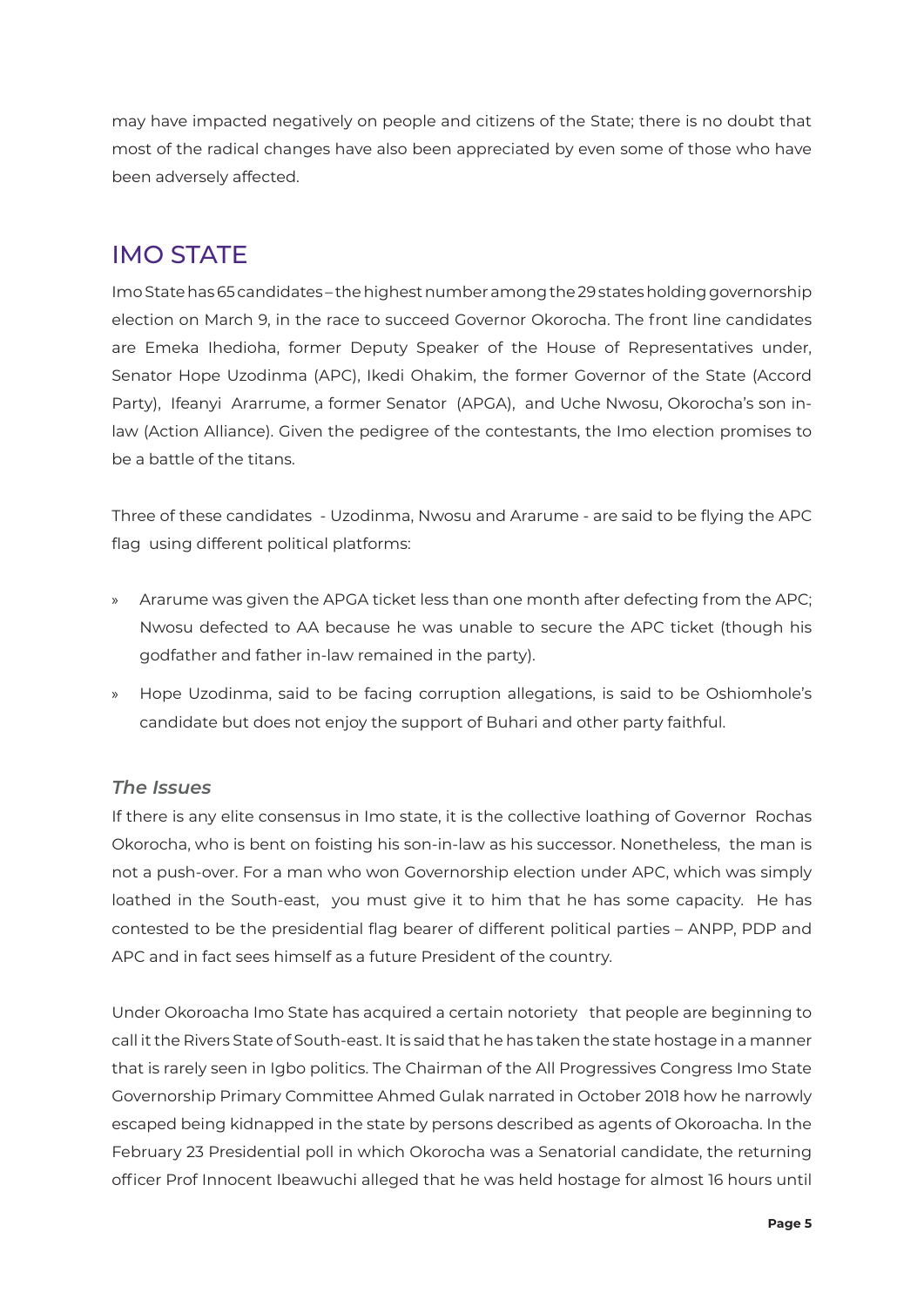may have impacted negatively on people and citizens of the State; there is no doubt that most of the radical changes have also been appreciated by even some of those who have been adversely affected.

## IMO STATE

Imo State has 65 candidates – the highest number among the 29 states holding governorship election on March 9, in the race to succeed Governor Okorocha. The front line candidates are Emeka Ihedioha, former Deputy Speaker of the House of Representatives under, Senator Hope Uzodinma (APC), Ikedi Ohakim, the former Governor of the State (Accord Party), Ifeanyi Ararrume, a former Senator (APGA), and Uche Nwosu, Okorocha's son in-law (Action Alliance). Given the pedigree of the contestants, the Imo election promises to be a battle of the titans.

Three of these candidates - Uzodinma, Nwosu and Ararume - are said to be flying the APC flag using different political platforms:

- Ararume was given the APGA ticket less than one month after defecting from the APC; Nwosu defected to AA because he was unable to secure the APC ticket (though his godfather and father in-law remained in the party).
- Hope Uzodinma, said to be facing corruption allegations, is said to be Oshiomhole's candidate but does not enjoy the support of Buhari and other party faithful.

### *The Issues*

If there is any elite consensus in Imo state, it is the collective loathing of Governor Rochas Okorocha, who is bent on foisting his son-in-law as his successor. Nonetheless, the man is not a push-over. For a man who won Governorship election under APC, which was simply loathed in the South-east, you must give it to him that he has some capacity. He has contested to be the presidential flag bearer of different political parties – ANPP, PDP and APC and in fact sees himself as a future President of the country.

Under Okoroacha Imo State has acquired a certain notoriety that people are beginning to call it the Rivers State of South-east. It is said that he has taken the state hostage in a manner that is rarely seen in Igbo politics. The Chairman of the All Progressives Congress Imo State Governorship Primary Committee Ahmed Gulak narrated in October 2018 how he narrowly escaped being kidnapped in the state by persons described as agents of Okoroacha. In the February 23 Presidential poll in which Okorocha was a Senatorial candidate, the returning officer Prof Innocent Ibeawuchi alleged that he was held hostage for almost 16 hours until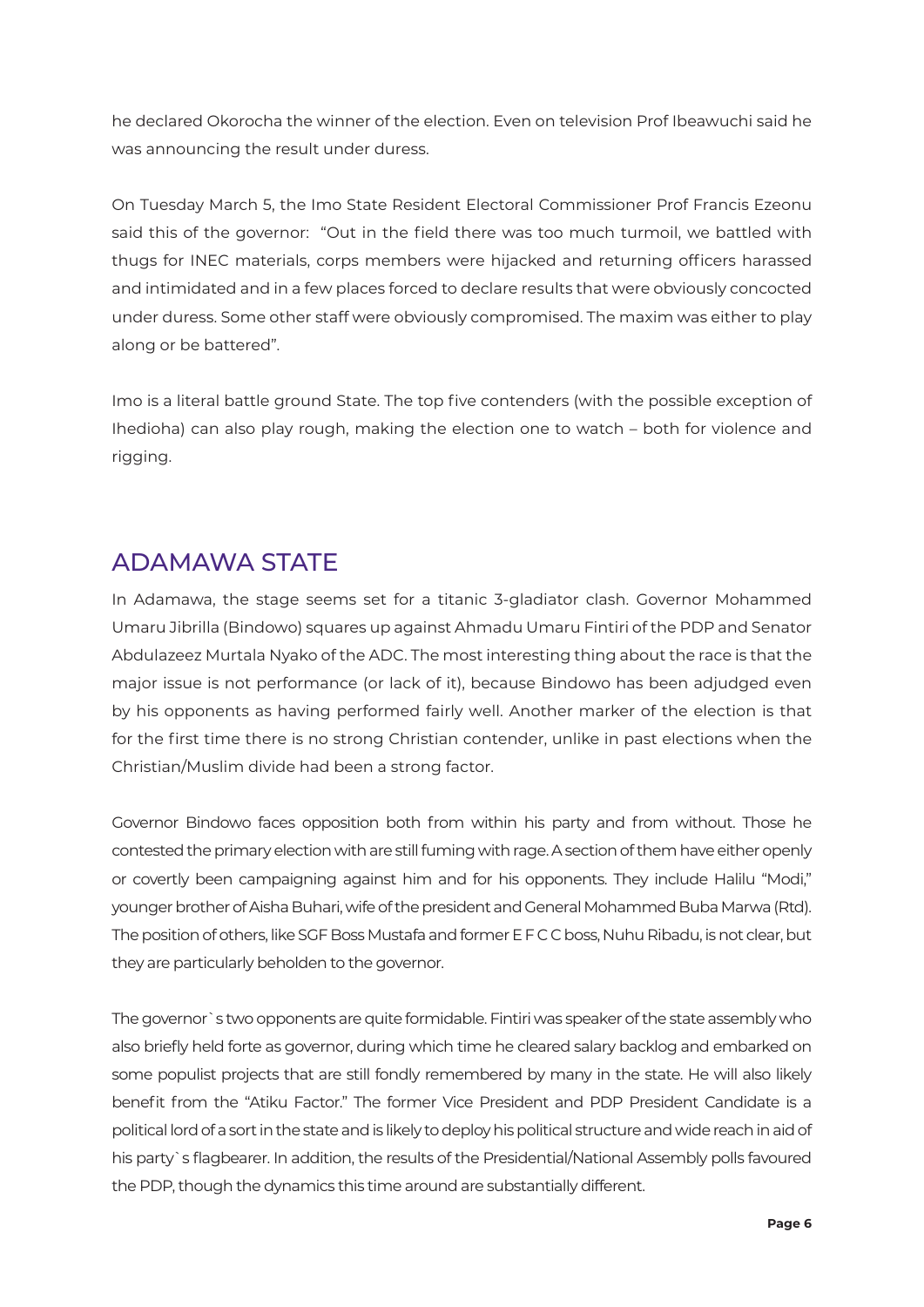he declared Okorocha the winner of the election. Even on television Prof Ibeawuchi said he was announcing the result under duress.

On Tuesday March 5, the Imo State Resident Electoral Commissioner Prof Francis Ezeonu said this of the governor: "Out in the field there was too much turmoil, we battled with thugs for INEC materials, corps members were hijacked and returning officers harassed and intimidated and in a few places forced to declare results that were obviously concocted under duress. Some other staff were obviously compromised. The maxim was either to play along or be battered".

Imo is a literal battle ground State. The top five contenders (with the possible exception of Ihedioha) can also play rough, making the election one to watch – both for violence and rigging.

## ADAMAWA STATE

In Adamawa, the stage seems set for a titanic 3-gladiator clash. Governor Mohammed Umaru Jibrilla (Bindowo) squares up against Ahmadu Umaru Fintiri of the PDP and Senator Abdulazeez Murtala Nyako of the ADC. The most interesting thing about the race is that the major issue is not performance (or lack of it), because Bindowo has been adjudged even by his opponents as having performed fairly well. Another marker of the election is that for the first time there is no strong Christian contender, unlike in past elections when the Christian/Muslim divide had been a strong factor.

Governor Bindowo faces opposition both from within his party and from without. Those he contested the primary election with are still fuming with rage. A section of them have either openly or covertly been campaigning against him and for his opponents. They include Halilu "Modi," younger brother of Aisha Buhari, wife of the president and General Mohammed Buba Marwa (Rtd). The position of others, like SGF Boss Mustafa and former E F C C boss, Nuhu Ribadu, is not clear, but they are particularly beholden to the governor.

The governor`s two opponents are quite formidable. Fintiri was speaker of the state assembly who also briefly held forte as governor, during which time he cleared salary backlog and embarked on some populist projects that are still fondly remembered by many in the state. He will also likely benefit from the "Atiku Factor." The former Vice President and PDP President Candidate is a political lord of a sort in the state and is likely to deploy his political structure and wide reach in aid of his party`s flagbearer. In addition, the results of the Presidential/National Assembly polls favoured the PDP, though the dynamics this time around are substantially different.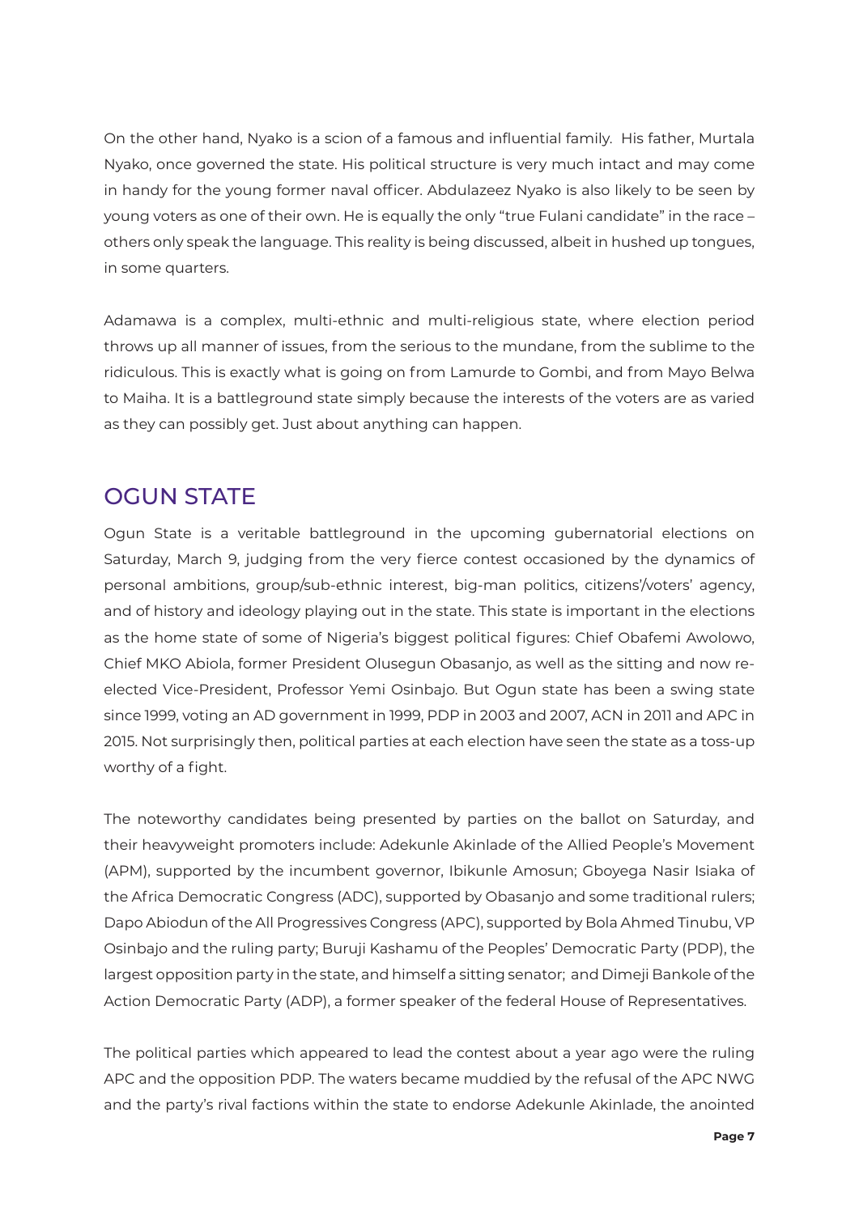On the other hand, Nyako is a scion of a famous and influential family. His father, Murtala Nyako, once governed the state. His political structure is very much intact and may come in handy for the young former naval officer. Abdulazeez Nyako is also likely to be seen by young voters as one of their own. He is equally the only "true Fulani candidate" in the race – others only speak the language. This reality is being discussed, albeit in hushed up tongues, in some quarters.

Adamawa is a complex, multi-ethnic and multi-religious state, where election period throws up all manner of issues, from the serious to the mundane, from the sublime to the ridiculous. This is exactly what is going on from Lamurde to Gombi, and from Mayo Belwa to Maiha. It is a battleground state simply because the interests of the voters are as varied as they can possibly get. Just about anything can happen.

## OGUN STATE

Ogun State is a veritable battleground in the upcoming gubernatorial elections on Saturday, March 9, judging from the very fierce contest occasioned by the dynamics of personal ambitions, group/sub-ethnic interest, big-man politics, citizens'/voters' agency, and of history and ideology playing out in the state. This state is important in the elections as the home state of some of Nigeria's biggest political figures: Chief Obafemi Awolowo, Chief MKO Abiola, former President Olusegun Obasanjo, as well as the sitting and now re-elected Vice-President, Professor Yemi Osinbajo. But Ogun state has been a swing state since 1999, voting an AD government in 1999, PDP in 2003 and 2007, ACN in 2011 and APC in 2015. Not surprisingly then, political parties at each election have seen the state as a toss-up worthy of a fight.

The noteworthy candidates being presented by parties on the ballot on Saturday, and their heavyweight promoters include: Adekunle Akinlade of the Allied People's Movement (APM), supported by the incumbent governor, Ibikunle Amosun; Gboyega Nasir Isiaka of the Africa Democratic Congress (ADC), supported by Obasanjo and some traditional rulers; Dapo Abiodun of the All Progressives Congress (APC), supported by Bola Ahmed Tinubu, VP Osinbajo and the ruling party; Buruji Kashamu of the Peoples' Democratic Party (PDP), the largest opposition party in the state, and himself a sitting senator; and Dimeji Bankole of the Action Democratic Party (ADP), a former speaker of the federal House of Representatives.

The political parties which appeared to lead the contest about a year ago were the ruling APC and the opposition PDP. The waters became muddied by the refusal of the APC NWG and the party's rival factions within the state to endorse Adekunle Akinlade, the anointed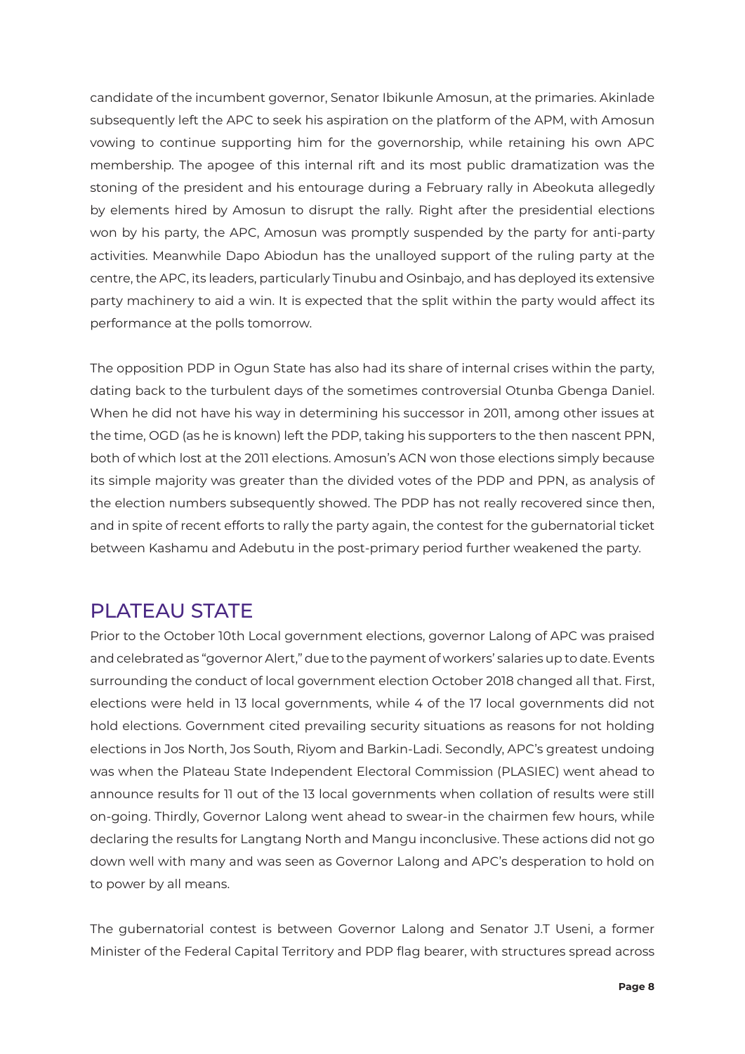candidate of the incumbent governor, Senator Ibikunle Amosun, at the primaries. Akinlade subsequently left the APC to seek his aspiration on the platform of the APM, with Amosun vowing to continue supporting him for the governorship, while retaining his own APC membership. The apogee of this internal rift and its most public dramatization was the stoning of the president and his entourage during a February rally in Abeokuta allegedly by elements hired by Amosun to disrupt the rally. Right after the presidential elections won by his party, the APC, Amosun was promptly suspended by the party for anti-party activities. Meanwhile Dapo Abiodun has the unalloyed support of the ruling party at the centre, the APC, its leaders, particularly Tinubu and Osinbajo, and has deployed its extensive party machinery to aid a win. It is expected that the split within the party would affect its performance at the polls tomorrow.

The opposition PDP in Ogun State has also had its share of internal crises within the party, dating back to the turbulent days of the sometimes controversial Otunba Gbenga Daniel. When he did not have his way in determining his successor in 2011, among other issues at the time, OGD (as he is known) left the PDP, taking his supporters to the then nascent PPN, both of which lost at the 2011 elections. Amosun's ACN won those elections simply because its simple majority was greater than the divided votes of the PDP and PPN, as analysis of the election numbers subsequently showed. The PDP has not really recovered since then, and in spite of recent efforts to rally the party again, the contest for the gubernatorial ticket between Kashamu and Adebutu in the post-primary period further weakened the party.

## PLATEAU STATE

Prior to the October 10th Local government elections, governor Lalong of APC was praised and celebrated as "governor Alert," due to the payment of workers' salaries up to date. Events surrounding the conduct of local government election October 2018 changed all that. First, elections were held in 13 local governments, while 4 of the 17 local governments did not hold elections. Government cited prevailing security situations as reasons for not holding elections in Jos North, Jos South, Riyom and Barkin-Ladi. Secondly, APC's greatest undoing was when the Plateau State Independent Electoral Commission (PLASIEC) went ahead to announce results for 11 out of the 13 local governments when collation of results were still on-going. Thirdly, Governor Lalong went ahead to swear-in the chairmen few hours, while declaring the results for Langtang North and Mangu inconclusive. These actions did not go down well with many and was seen as Governor Lalong and APC's desperation to hold on to power by all means.

The gubernatorial contest is between Governor Lalong and Senator J.T Useni, a former Minister of the Federal Capital Territory and PDP flag bearer, with structures spread across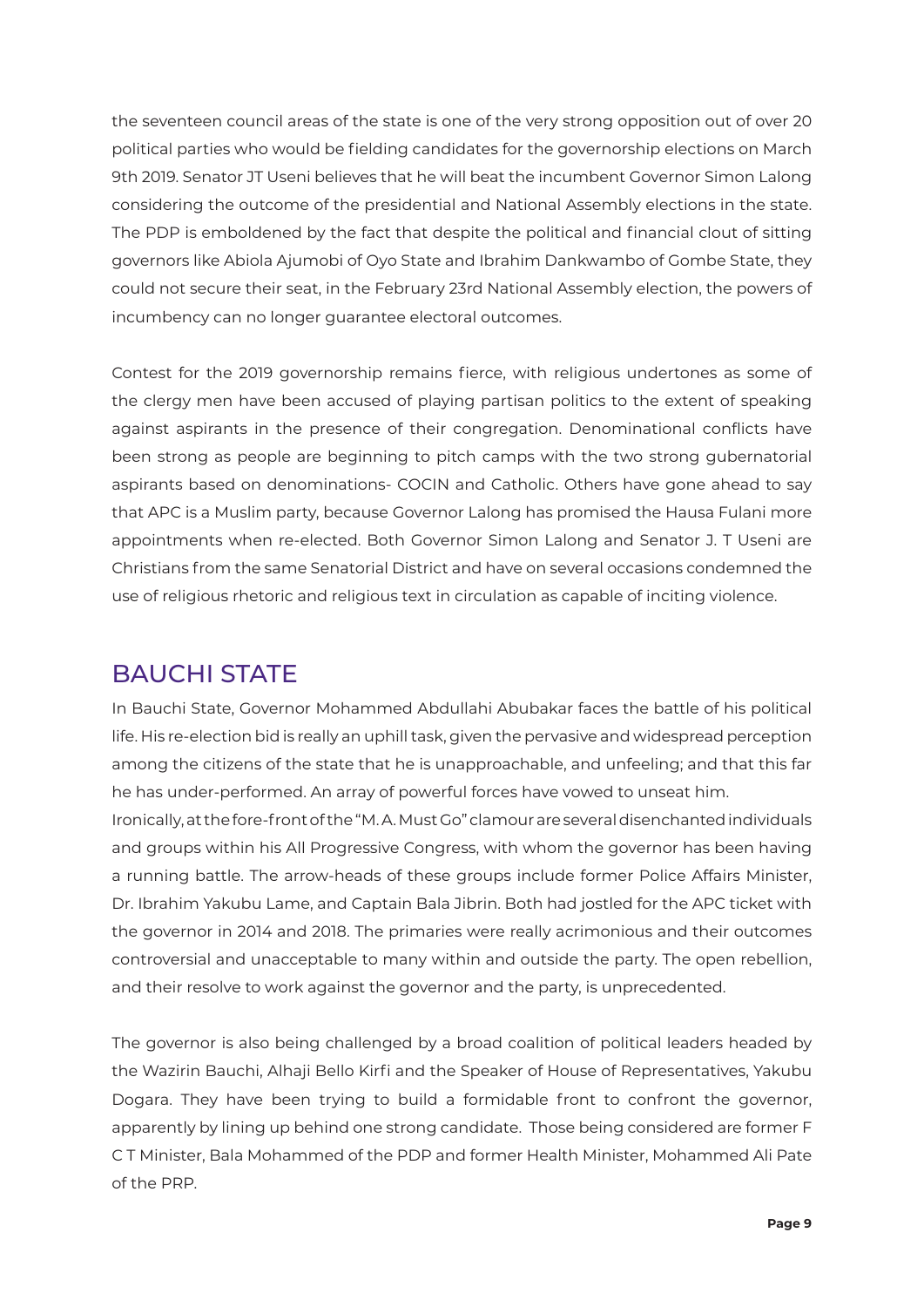the seventeen council areas of the state is one of the very strong opposition out of over 20 political parties who would be fielding candidates for the governorship elections on March 9th 2019. Senator JT Useni believes that he will beat the incumbent Governor Simon Lalong considering the outcome of the presidential and National Assembly elections in the state. The PDP is emboldened by the fact that despite the political and financial clout of sitting governors like Abiola Ajumobi of Oyo State and Ibrahim Dankwambo of Gombe State, they could not secure their seat, in the February 23rd National Assembly election, the powers of incumbency can no longer guarantee electoral outcomes.

Contest for the 2019 governorship remains fierce, with religious undertones as some of the clergy men have been accused of playing partisan politics to the extent of speaking against aspirants in the presence of their congregation. Denominational conflicts have been strong as people are beginning to pitch camps with the two strong gubernatorial aspirants based on denominations- COCIN and Catholic. Others have gone ahead to say that APC is a Muslim party, because Governor Lalong has promised the Hausa Fulani more appointments when re-elected. Both Governor Simon Lalong and Senator J. T Useni are Christians from the same Senatorial District and have on several occasions condemned the use of religious rhetoric and religious text in circulation as capable of inciting violence.

## BAUCHI STATE

In Bauchi State, Governor Mohammed Abdullahi Abubakar faces the battle of his political life. His re-election bid is really an uphill task, given the pervasive and widespread perception among the citizens of the state that he is unapproachable, and unfeeling; and that this far he has under-performed. An array of powerful forces have vowed to unseat him.
Ironically, at the fore-front of the "M. A. Must Go" clamour are several disenchanted individuals and groups within his All Progressive Congress, with whom the governor has been having a running battle. The arrow-heads of these groups include former Police Affairs Minister, Dr. Ibrahim Yakubu Lame, and Captain Bala Jibrin. Both had jostled for the APC ticket with the governor in 2014 and 2018. The primaries were really acrimonious and their outcomes controversial and unacceptable to many within and outside the party. The open rebellion, and their resolve to work against the governor and the party, is unprecedented.

The governor is also being challenged by a broad coalition of political leaders headed by the Wazirin Bauchi, Alhaji Bello Kirfi and the Speaker of House of Representatives, Yakubu Dogara. They have been trying to build a formidable front to confront the governor, apparently by lining up behind one strong candidate. Those being considered are former F C T Minister, Bala Mohammed of the PDP and former Health Minister, Mohammed Ali Pate of the PRP.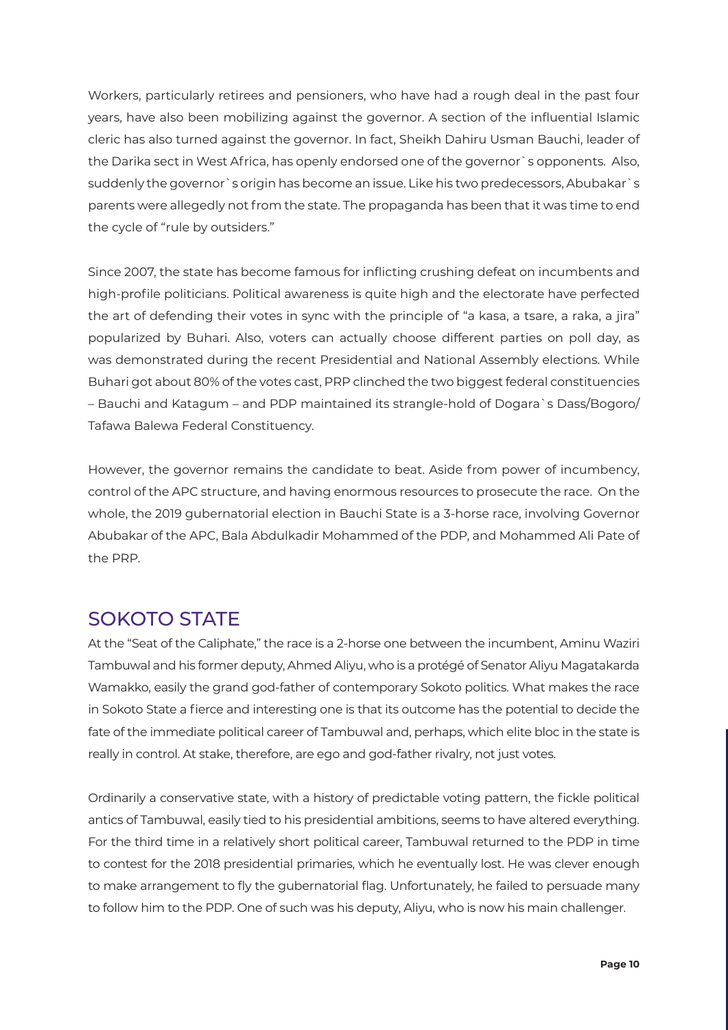Workers, particularly retirees and pensioners, who have had a rough deal in the past four years, have also been mobilizing against the governor. A section of the influential Islamic cleric has also turned against the governor. In fact, Sheikh Dahiru Usman Bauchi, leader of the Darika sect in West Africa, has openly endorsed one of the governor`s opponents. Also, suddenly the governor`s origin has become an issue. Like his two predecessors, Abubakar`s parents were allegedly not from the state. The propaganda has been that it was time to end the cycle of "rule by outsiders."

Since 2007, the state has become famous for inflicting crushing defeat on incumbents and high-profile politicians. Political awareness is quite high and the electorate have perfected the art of defending their votes in sync with the principle of "a kasa, a tsare, a raka, a jira" popularized by Buhari. Also, voters can actually choose different parties on poll day, as was demonstrated during the recent Presidential and National Assembly elections. While Buhari got about 80% of the votes cast, PRP clinched the two biggest federal constituencies – Bauchi and Katagum – and PDP maintained its strangle-hold of Dogara`s Dass/Bogoro/Tafawa Balewa Federal Constituency.

However, the governor remains the candidate to beat. Aside from power of incumbency, control of the APC structure, and having enormous resources to prosecute the race. On the whole, the 2019 gubernatorial election in Bauchi State is a 3-horse race, involving Governor Abubakar of the APC, Bala Abdulkadir Mohammed of the PDP, and Mohammed Ali Pate of the PRP.

## SOKOTO STATE

At the "Seat of the Caliphate," the race is a 2-horse one between the incumbent, Aminu Waziri Tambuwal and his former deputy, Ahmed Aliyu, who is a protégé of Senator Aliyu Magatakarda Wamakko, easily the grand god-father of contemporary Sokoto politics. What makes the race in Sokoto State a fierce and interesting one is that its outcome has the potential to decide the fate of the immediate political career of Tambuwal and, perhaps, which elite bloc in the state is really in control. At stake, therefore, are ego and god-father rivalry, not just votes.

Ordinarily a conservative state, with a history of predictable voting pattern, the fickle political antics of Tambuwal, easily tied to his presidential ambitions, seems to have altered everything. For the third time in a relatively short political career, Tambuwal returned to the PDP in time to contest for the 2018 presidential primaries, which he eventually lost. He was clever enough to make arrangement to fly the gubernatorial flag. Unfortunately, he failed to persuade many to follow him to the PDP. One of such was his deputy, Aliyu, who is now his main challenger.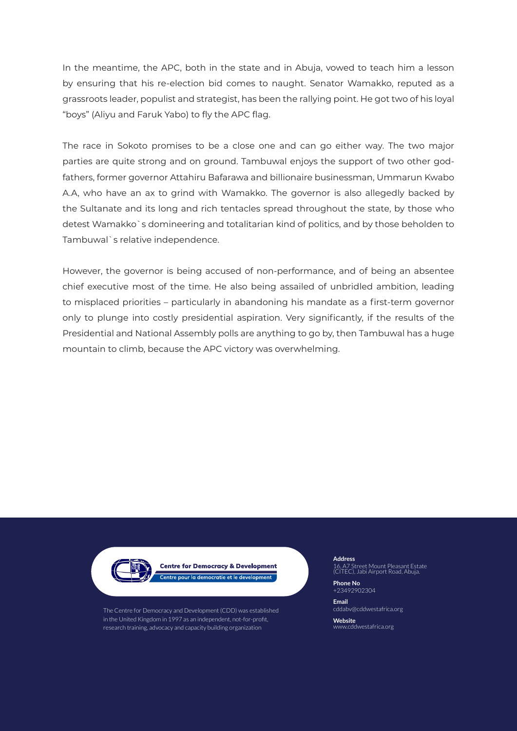In the meantime, the APC, both in the state and in Abuja, vowed to teach him a lesson by ensuring that his re-election bid comes to naught. Senator Wamakko, reputed as a grassroots leader, populist and strategist, has been the rallying point. He got two of his loyal "boys" (Aliyu and Faruk Yabo) to fly the APC flag.

The race in Sokoto promises to be a close one and can go either way. The two major parties are quite strong and on ground. Tambuwal enjoys the support of two other god-fathers, former governor Attahiru Bafarawa and billionaire businessman, Ummarun Kwabo A.A, who have an ax to grind with Wamakko. The governor is also allegedly backed by the Sultanate and its long and rich tentacles spread throughout the state, by those who detest Wamakko`s domineering and totalitarian kind of politics, and by those beholden to Tambuwal`s relative independence.

However, the governor is being accused of non-performance, and of being an absentee chief executive most of the time. He also being assailed of unbridled ambition, leading to misplaced priorities – particularly in abandoning his mandate as a first-term governor only to plunge into costly presidential aspiration. Very significantly, if the results of the Presidential and National Assembly polls are anything to go by, then Tambuwal has a huge mountain to climb, because the APC victory was overwhelming.

**Centre for Democracy & Development**
Centre pour la democratie et le development

The Centre for Democracy and Development (CDD) was established in the United Kingdom in 1997 as an independent, not-for-profit, research training, advocacy and capacity building organization

**Address**
16, A7 Street Mount Pleasant Estate (CITEC), Jabi Airport Road, Abuja.

**Phone No**
+23492902304

**Email**
cddabv@cddwestafrica.org

**Website**
www.cddwestafrica.org